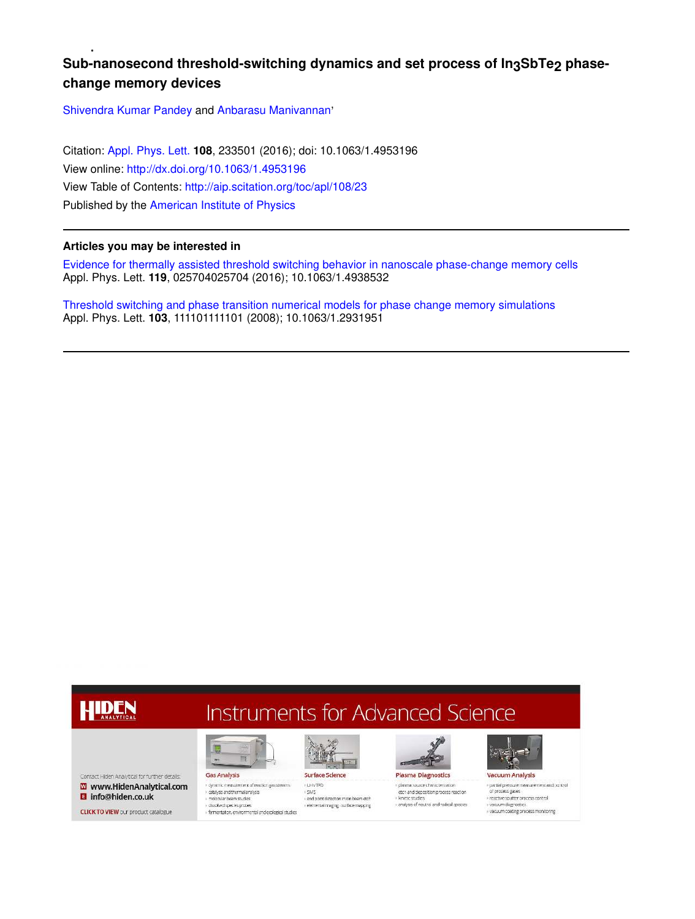# Sub-nanosecond threshold-switching dynamics and set process of $In_3SbTe_2$ phase-change memory devices

Shivendra Kumar Pandey and Anbarasu Manivannan'

Citation: Appl. Phys. Lett. **108**, 233501 (2016); doi: 10.1063/1.4953196

View online: http://dx.doi.org/10.1063/1.4953196

View Table of Contents: http://aip.scitation.org/toc/apl/108/23

Published by the American Institute of Physics

---

### Articles you may be interested in

Evidence for thermally assisted threshold switching behavior in nanoscale phase-change memory cells
Appl. Phys. Lett. **119**, 025704025704 (2016); 10.1063/1.4938532

Threshold switching and phase transition numerical models for phase change memory simulations
Appl. Phys. Lett. **103**, 111101111101 (2008); 10.1063/1.2931951

---

HIDEN ANALYTICAL — Instruments for Advanced Science

Contact Hiden Analytical for further details:
www.HidenAnalytical.com
info@hiden.co.uk
CLICK TO VIEW our product catalogue

Gas Analysis
- dynamic measurement of reaction gas streams
- catalysis and thermal analysis
- molecular beam studies
- dissolved species probes
- fermentation, environmental and ecological studies

Surface Science
- UHV TPD
- SIMS
- end point detection in ion beam etch
- elemental imaging - surface mapping

Plasma Diagnostics
- plasma source characterization
- etch and deposition process reaction
- kinetic studies
- analysis of neutral and radical species

Vacuum Analysis
- partial pressure measurement and control of process gases
- reactive sputter process control
- vacuum diagnostics
- vacuum coating process monitoring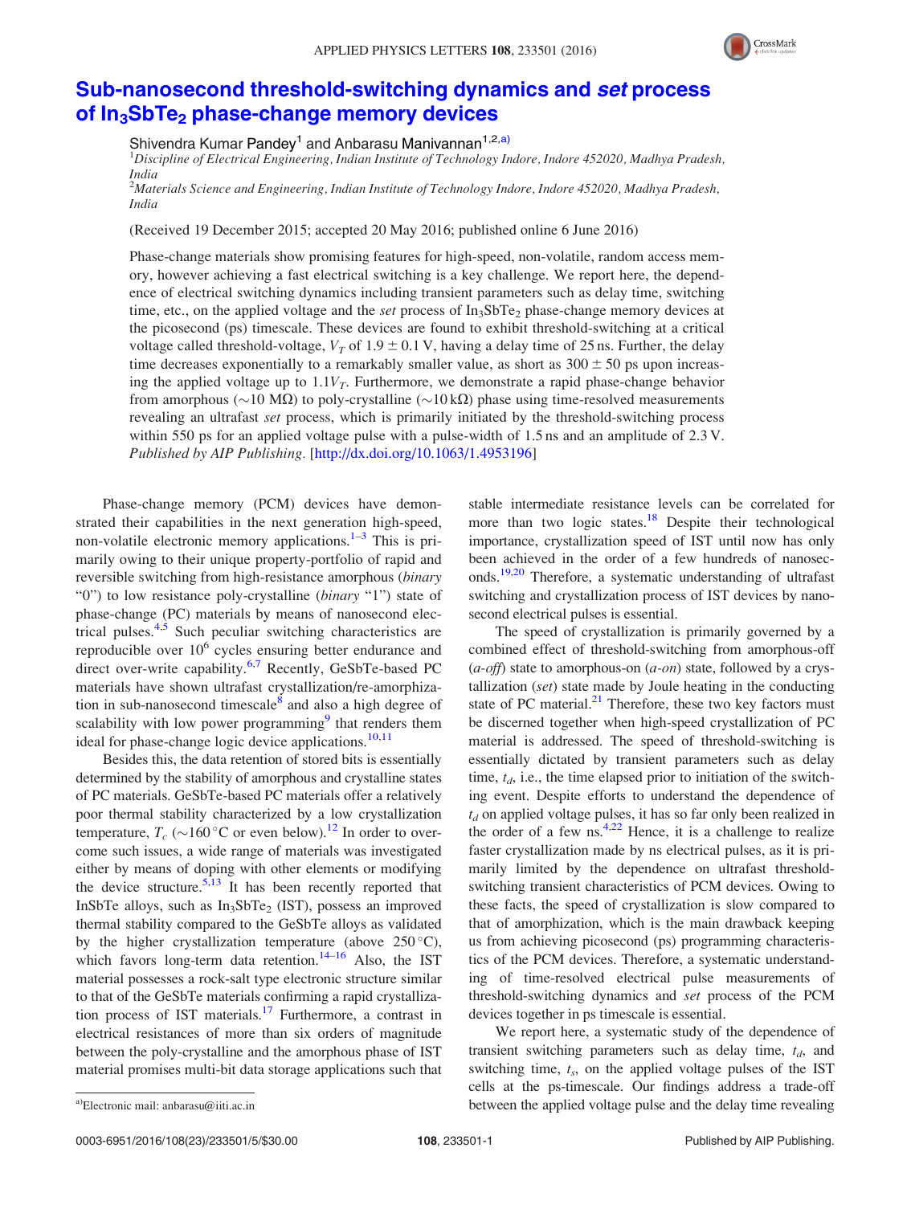# Sub-nanosecond threshold-switching dynamics and *set* process of $In_3SbTe_2$ phase-change memory devices

Shivendra Kumar Pandey[1] and Anbarasu Manivannan[1,2,a)]

[1]*Discipline of Electrical Engineering, Indian Institute of Technology Indore, Indore 452020, Madhya Pradesh, India*

[2]*Materials Science and Engineering, Indian Institute of Technology Indore, Indore 452020, Madhya Pradesh, India*

(Received 19 December 2015; accepted 20 May 2016; published online 6 June 2016)

Phase-change materials show promising features for high-speed, non-volatile, random access memory, however achieving a fast electrical switching is a key challenge. We report here, the dependence of electrical switching dynamics including transient parameters such as delay time, switching time, etc., on the applied voltage and the *set* process of $In_3SbTe_2$ phase-change memory devices at the picosecond (ps) timescale. These devices are found to exhibit threshold-switching at a critical voltage called threshold-voltage, $V_T$ of $1.9 \pm 0.1$ V, having a delay time of 25 ns. Further, the delay time decreases exponentially to a remarkably smaller value, as short as $300 \pm 50$ ps upon increasing the applied voltage up to $1.1V_T$. Furthermore, we demonstrate a rapid phase-change behavior from amorphous (~10 MΩ) to poly-crystalline (~10 kΩ) phase using time-resolved measurements revealing an ultrafast *set* process, which is primarily initiated by the threshold-switching process within 550 ps for an applied voltage pulse with a pulse-width of 1.5 ns and an amplitude of 2.3 V. *Published by AIP Publishing.* [http://dx.doi.org/10.1063/1.4953196]

Phase-change memory (PCM) devices have demonstrated their capabilities in the next generation high-speed, non-volatile electronic memory applications.[1–3] This is primarily owing to their unique property-portfolio of rapid and reversible switching from high-resistance amorphous (*binary* "0") to low resistance poly-crystalline (*binary* "1") state of phase-change (PC) materials by means of nanosecond electrical pulses.[4,5] Such peculiar switching characteristics are reproducible over $10^6$ cycles ensuring better endurance and direct over-write capability.[6,7] Recently, GeSbTe-based PC materials have shown ultrafast crystallization/re-amorphization in sub-nanosecond timescale[8] and also a high degree of scalability with low power programming[9] that renders them ideal for phase-change logic device applications.[10,11]

Besides this, the data retention of stored bits is essentially determined by the stability of amorphous and crystalline states of PC materials. GeSbTe-based PC materials offer a relatively poor thermal stability characterized by a low crystallization temperature, $T_c$ (~160 °C or even below).[12] In order to overcome such issues, a wide range of materials was investigated either by means of doping with other elements or modifying the device structure.[5,13] It has been recently reported that InSbTe alloys, such as $In_3SbTe_2$ (IST), possess an improved thermal stability compared to the GeSbTe alloys as validated by the higher crystallization temperature (above 250 °C), which favors long-term data retention.[14–16] Also, the IST material possesses a rock-salt type electronic structure similar to that of the GeSbTe materials confirming a rapid crystallization process of IST materials.[17] Furthermore, a contrast in electrical resistances of more than six orders of magnitude between the poly-crystalline and the amorphous phase of IST material promises multi-bit data storage applications such that stable intermediate resistance levels can be correlated for more than two logic states.[18] Despite their technological importance, crystallization speed of IST until now has only been achieved in the order of a few hundreds of nanoseconds.[19,20] Therefore, a systematic understanding of ultrafast switching and crystallization process of IST devices by nanosecond electrical pulses is essential.

The speed of crystallization is primarily governed by a combined effect of threshold-switching from amorphous-off (*a-off*) state to amorphous-on (*a-on*) state, followed by a crystallization (*set*) state made by Joule heating in the conducting state of PC material.[21] Therefore, these two key factors must be discerned together when high-speed crystallization of PC material is addressed. The speed of threshold-switching is essentially dictated by transient parameters such as delay time, $t_d$, i.e., the time elapsed prior to initiation of the switching event. Despite efforts to understand the dependence of $t_d$ on applied voltage pulses, it has so far only been realized in the order of a few ns.[4,22] Hence, it is a challenge to realize faster crystallization made by ns electrical pulses, as it is primarily limited by the dependence on ultrafast threshold-switching transient characteristics of PCM devices. Owing to these facts, the speed of crystallization is slow compared to that of amorphization, which is the main drawback keeping us from achieving picosecond (ps) programming characteristics of the PCM devices. Therefore, a systematic understanding of time-resolved electrical pulse measurements of threshold-switching dynamics and *set* process of the PCM devices together in ps timescale is essential.

We report here, a systematic study of the dependence of transient switching parameters such as delay time, $t_d$, and switching time, $t_s$, on the applied voltage pulses of the IST cells at the ps-timescale. Our findings address a trade-off between the applied voltage pulse and the delay time revealing

a)Electronic mail: anbarasu@iiti.ac.in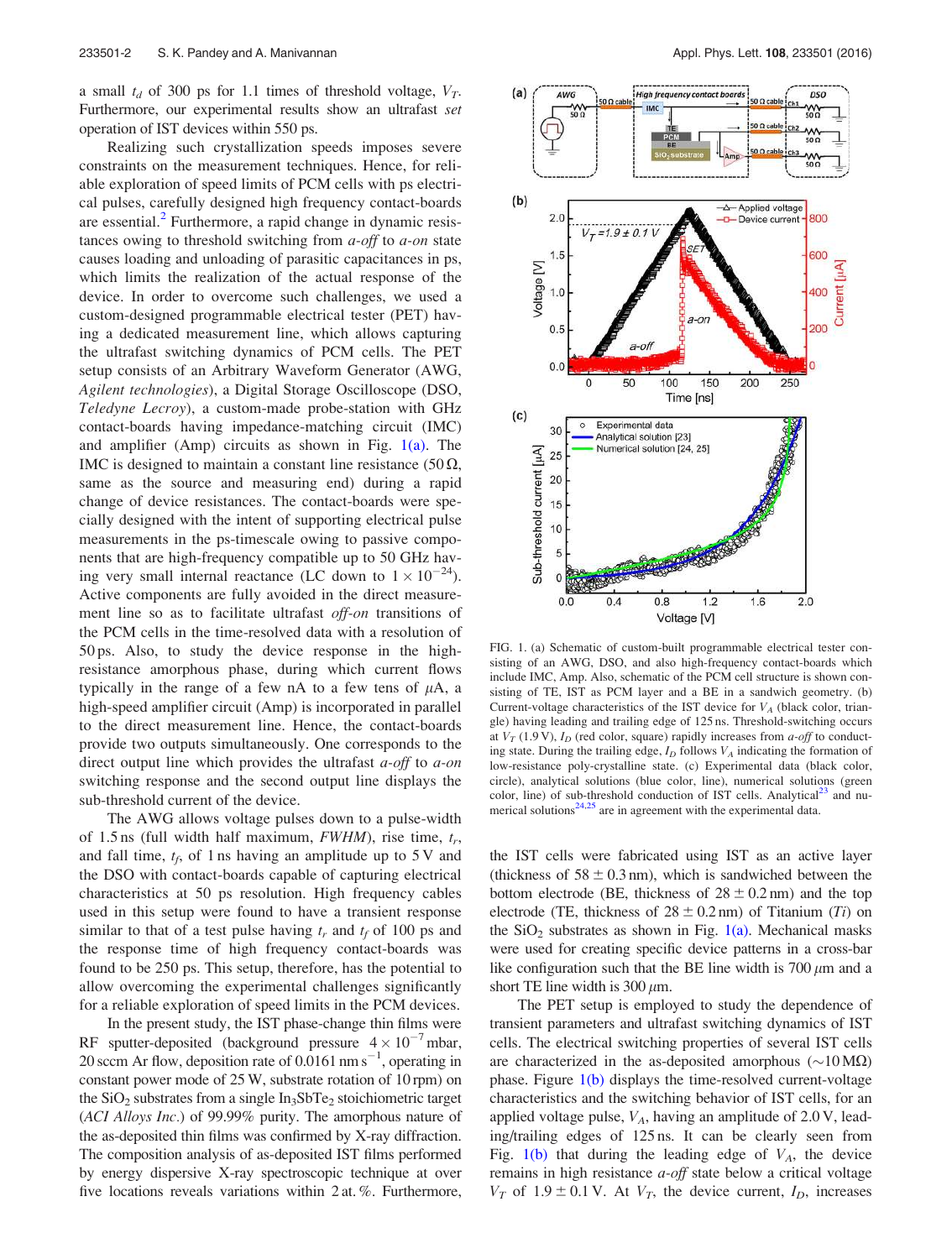a small $t_d$ of 300 ps for 1.1 times of threshold voltage, $V_T$. Furthermore, our experimental results show an ultrafast *set* operation of IST devices within 550 ps.

Realizing such crystallization speeds imposes severe constraints on the measurement techniques. Hence, for reliable exploration of speed limits of PCM cells with ps electrical pulses, carefully designed high frequency contact-boards are essential.[2] Furthermore, a rapid change in dynamic resistances owing to threshold switching from *a-off* to *a-on* state causes loading and unloading of parasitic capacitances in ps, which limits the realization of the actual response of the device. In order to overcome such challenges, we used a custom-designed programmable electrical tester (PET) having a dedicated measurement line, which allows capturing the ultrafast switching dynamics of PCM cells. The PET setup consists of an Arbitrary Waveform Generator (AWG, *Agilent technologies*), a Digital Storage Oscilloscope (DSO, *Teledyne Lecroy*), a custom-made probe-station with GHz contact-boards having impedance-matching circuit (IMC) and amplifier (Amp) circuits as shown in Fig. 1(a). The IMC is designed to maintain a constant line resistance (50 Ω, same as the source and measuring end) during a rapid change of device resistances. The contact-boards were specially designed with the intent of supporting electrical pulse measurements in the ps-timescale owing to passive components that are high-frequency compatible up to 50 GHz having very small internal reactance (LC down to $1 \times 10^{-24}$). Active components are fully avoided in the direct measurement line so as to facilitate ultrafast *off-on* transitions of the PCM cells in the time-resolved data with a resolution of 50 ps. Also, to study the device response in the high-resistance amorphous phase, during which current flows typically in the range of a few nA to a few tens of μA, a high-speed amplifier circuit (Amp) is incorporated in parallel to the direct measurement line. Hence, the contact-boards provide two outputs simultaneously. One corresponds to the direct output line which provides the ultrafast *a-off* to *a-on* switching response and the second output line displays the sub-threshold current of the device.

The AWG allows voltage pulses down to a pulse-width of 1.5 ns (full width half maximum, *FWHM*), rise time, $t_r$, and fall time, $t_f$, of 1 ns having an amplitude up to 5 V and the DSO with contact-boards capable of capturing electrical characteristics at 50 ps resolution. High frequency cables used in this setup were found to have a transient response similar to that of a test pulse having $t_r$ and $t_f$ of 100 ps and the response time of high frequency contact-boards was found to be 250 ps. This setup, therefore, has the potential to allow overcoming the experimental challenges significantly for a reliable exploration of speed limits in the PCM devices.

In the present study, the IST phase-change thin films were RF sputter-deposited (background pressure $4 \times 10^{-7}$ mbar, 20 sccm Ar flow, deposition rate of 0.0161 nm s$^{-1}$, operating in constant power mode of 25 W, substrate rotation of 10 rpm) on the $SiO_2$ substrates from a single $In_3SbTe_2$ stoichiometric target (*ACI Alloys Inc.*) of 99.99% purity. The amorphous nature of the as-deposited thin films was confirmed by X-ray diffraction. The composition analysis of as-deposited IST films performed by energy dispersive X-ray spectroscopic technique at over five locations reveals variations within 2 at. %. Furthermore, the IST cells were fabricated using IST as an active layer (thickness of 58 ± 0.3 nm), which is sandwiched between the bottom electrode (BE, thickness of 28 ± 0.2 nm) and the top electrode (TE, thickness of 28 ± 0.2 nm) of Titanium (*Ti*) on the $SiO_2$ substrates as shown in Fig. 1(a). Mechanical masks were used for creating specific device patterns in a cross-bar like configuration such that the BE line width is 700 μm and a short TE line width is 300 μm.

FIG. 1. (a) Schematic of custom-built programmable electrical tester consisting of an AWG, DSO, and also high-frequency contact-boards which include IMC, Amp. Also, schematic of the PCM cell structure is shown consisting of TE, IST as PCM layer and a BE in a sandwich geometry. (b) Current-voltage characteristics of the IST device for $V_A$ (black color, triangle) having leading and trailing edge of 125 ns. Threshold-switching occurs at $V_T$ (1.9 V), $I_D$ (red color, square) rapidly increases from *a-off* to conducting state. During the trailing edge, $I_D$ follows $V_A$ indicating the formation of low-resistance poly-crystalline state. (c) Experimental data (black color, circle), analytical solutions (blue color, line), numerical solutions (green color, line) of sub-threshold conduction of IST cells. Analytical[23] and numerical solutions[24,25] are in agreement with the experimental data.

The PET setup is employed to study the dependence of transient parameters and ultrafast switching dynamics of IST cells. The electrical switching properties of several IST cells are characterized in the as-deposited amorphous (∼10 MΩ) phase. Figure 1(b) displays the time-resolved current-voltage characteristics and the switching behavior of IST cells, for an applied voltage pulse, $V_A$, having an amplitude of 2.0 V, leading/trailing edges of 125 ns. It can be clearly seen from Fig. 1(b) that during the leading edge of $V_A$, the device remains in high resistance *a-off* state below a critical voltage $V_T$ of 1.9 ± 0.1 V. At $V_T$, the device current, $I_D$, increases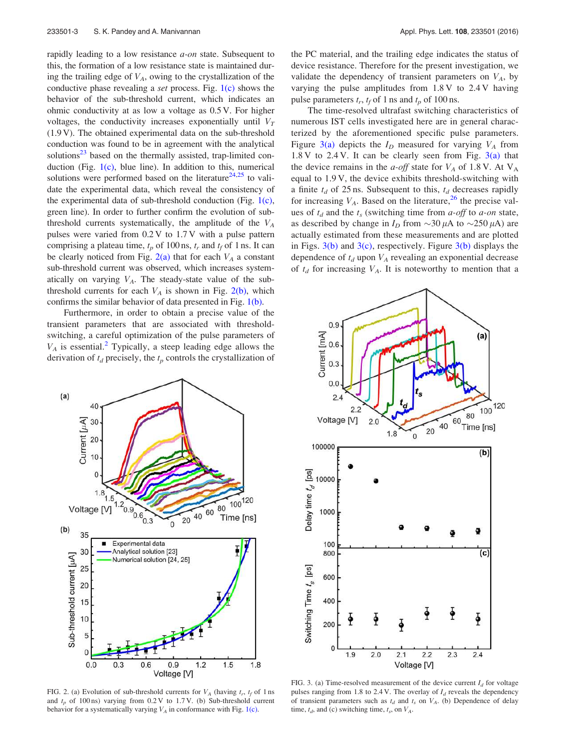rapidly leading to a low resistance *a-on* state. Subsequent to this, the formation of a low resistance state is maintained during the trailing edge of $V_A$, owing to the crystallization of the conductive phase revealing a *set* process. Fig. 1(c) shows the behavior of the sub-threshold current, which indicates an ohmic conductivity at as low a voltage as 0.5 V. For higher voltages, the conductivity increases exponentially until $V_T$ (1.9 V). The obtained experimental data on the sub-threshold conduction was found to be in agreement with the analytical solutions[23] based on the thermally assisted, trap-limited conduction (Fig. 1(c), blue line). In addition to this, numerical solutions were performed based on the literature[24,25] to validate the experimental data, which reveal the consistency of the experimental data of sub-threshold conduction (Fig. 1(c), green line). In order to further confirm the evolution of sub-threshold currents systematically, the amplitude of the $V_A$ pulses were varied from 0.2 V to 1.7 V with a pulse pattern comprising a plateau time, $t_p$ of 100 ns, $t_r$ and $t_f$ of 1 ns. It can be clearly noticed from Fig. 2(a) that for each $V_A$ a constant sub-threshold current was observed, which increases systematically on varying $V_A$. The steady-state value of the sub-threshold currents for each $V_A$ is shown in Fig. 2(b), which confirms the similar behavior of data presented in Fig. 1(b).

Furthermore, in order to obtain a precise value of the transient parameters that are associated with threshold-switching, a careful optimization of the pulse parameters of $V_A$ is essential.[2] Typically, a steep leading edge allows the derivation of $t_d$ precisely, the $t_p$ controls the crystallization of the PC material, and the trailing edge indicates the status of device resistance. Therefore for the present investigation, we validate the dependency of transient parameters on $V_A$, by varying the pulse amplitudes from 1.8 V to 2.4 V having pulse parameters $t_r$, $t_f$ of 1 ns and $t_p$ of 100 ns.

The time-resolved ultrafast switching characteristics of numerous IST cells investigated here are in general characterized by the aforementioned specific pulse parameters. Figure 3(a) depicts the $I_D$ measured for varying $V_A$ from 1.8 V to 2.4 V. It can be clearly seen from Fig. 3(a) that the device remains in the *a-off* state for $V_A$ of 1.8 V. At $V_A$ equal to 1.9 V, the device exhibits threshold-switching with a finite $t_d$ of 25 ns. Subsequent to this, $t_d$ decreases rapidly for increasing $V_A$. Based on the literature,[26] the precise values of $t_d$ and the $t_s$ (switching time from *a-off* to *a-on* state, as described by change in $I_D$ from ~30 μA to ~250 μA) are actually estimated from these measurements and are plotted in Figs. 3(b) and 3(c), respectively. Figure 3(b) displays the dependence of $t_d$ upon $V_A$ revealing an exponential decrease of $t_d$ for increasing $V_A$. It is noteworthy to mention that a

FIG. 2. (a) Evolution of sub-threshold currents for $V_A$ (having $t_r$, $t_f$ of 1 ns and $t_p$ of 100 ns) varying from 0.2 V to 1.7 V. (b) Sub-threshold current behavior for a systematically varying $V_A$ in conformance with Fig. 1(c).

FIG. 3. (a) Time-resolved measurement of the device current $I_d$ for voltage pulses ranging from 1.8 to 2.4 V. The overlay of $I_d$ reveals the dependency of transient parameters such as $t_d$ and $t_s$ on $V_A$. (b) Dependence of delay time, $t_d$, and (c) switching time, $t_s$, on $V_A$.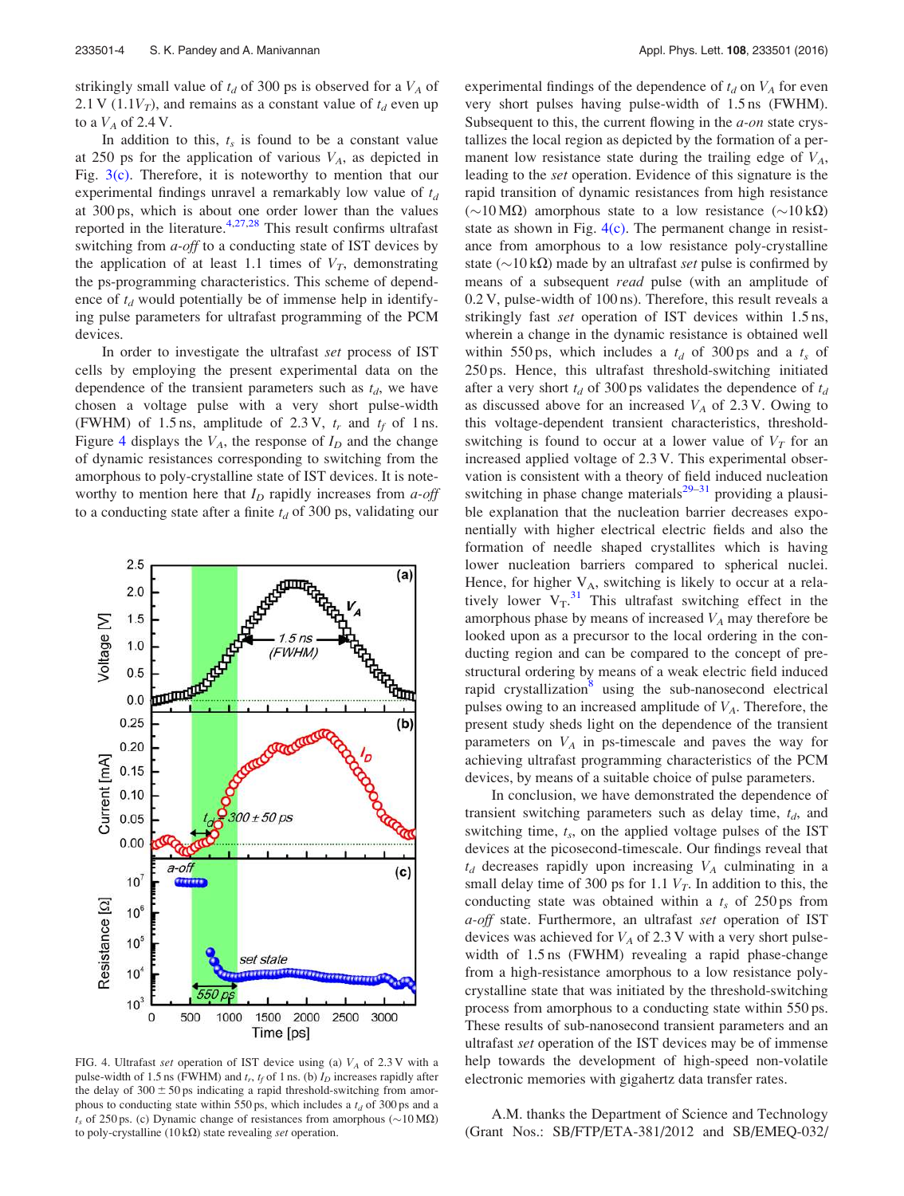strikingly small value of $t_d$ of 300 ps is observed for a $V_A$ of 2.1 V ($1.1V_T$), and remains as a constant value of $t_d$ even up to a $V_A$ of 2.4 V.

In addition to this, $t_s$ is found to be a constant value at 250 ps for the application of various $V_A$, as depicted in Fig. 3(c). Therefore, it is noteworthy to mention that our experimental findings unravel a remarkably low value of $t_d$ at 300 ps, which is about one order lower than the values reported in the literature.[4,27,28] This result confirms ultrafast switching from *a-off* to a conducting state of IST devices by the application of at least 1.1 times of $V_T$, demonstrating the ps-programming characteristics. This scheme of dependence of $t_d$ would potentially be of immense help in identifying pulse parameters for ultrafast programming of the PCM devices.

In order to investigate the ultrafast *set* process of IST cells by employing the present experimental data on the dependence of the transient parameters such as $t_d$, we have chosen a voltage pulse with a very short pulse-width (FWHM) of 1.5 ns, amplitude of 2.3 V, $t_r$ and $t_f$ of 1 ns. Figure 4 displays the $V_A$, the response of $I_D$ and the change of dynamic resistances corresponding to switching from the amorphous to poly-crystalline state of IST devices. It is noteworthy to mention here that $I_D$ rapidly increases from *a-off* to a conducting state after a finite $t_d$ of 300 ps, validating our experimental findings of the dependence of $t_d$ on $V_A$ for even very short pulses having pulse-width of 1.5 ns (FWHM). Subsequent to this, the current flowing in the *a-on* state crystallizes the local region as depicted by the formation of a permanent low resistance state during the trailing edge of $V_A$, leading to the *set* operation. Evidence of this signature is the rapid transition of dynamic resistances from high resistance (~10 MΩ) amorphous state to a low resistance (~10 kΩ) state as shown in Fig. 4(c). The permanent change in resistance from amorphous to a low resistance poly-crystalline state (~10 kΩ) made by an ultrafast *set* pulse is confirmed by means of a subsequent *read* pulse (with an amplitude of 0.2 V, pulse-width of 100 ns). Therefore, this result reveals a strikingly fast *set* operation of IST devices within 1.5 ns, wherein a change in the dynamic resistance is obtained well within 550 ps, which includes a $t_d$ of 300 ps and a $t_s$ of 250 ps. Hence, this ultrafast threshold-switching initiated after a very short $t_d$ of 300 ps validates the dependence of $t_d$ as discussed above for an increased $V_A$ of 2.3 V. Owing to this voltage-dependent transient characteristics, threshold-switching is found to occur at a lower value of $V_T$ for an increased applied voltage of 2.3 V. This experimental observation is consistent with a theory of field induced nucleation switching in phase change materials[29–31] providing a plausible explanation that the nucleation barrier decreases exponentially with higher electrical electric fields and also the formation of needle shaped crystallites which is having lower nucleation barriers compared to spherical nuclei. Hence, for higher $V_A$, switching is likely to occur at a relatively lower $V_T$.[31] This ultrafast switching effect in the amorphous phase by means of increased $V_A$ may therefore be looked upon as a precursor to the local ordering in the conducting region and can be compared to the concept of pre-structural ordering by means of a weak electric field induced rapid crystallization[8] using the sub-nanosecond electrical pulses owing to an increased amplitude of $V_A$. Therefore, the present study sheds light on the dependence of the transient parameters on $V_A$ in ps-timescale and paves the way for achieving ultrafast programming characteristics of the PCM devices, by means of a suitable choice of pulse parameters.

In conclusion, we have demonstrated the dependence of transient switching parameters such as delay time, $t_d$, and switching time, $t_s$, on the applied voltage pulses of the IST devices at the picosecond-timescale. Our findings reveal that $t_d$ decreases rapidly upon increasing $V_A$ culminating in a small delay time of 300 ps for 1.1 $V_T$. In addition to this, the conducting state was obtained within a $t_s$ of 250 ps from *a-off* state. Furthermore, an ultrafast *set* operation of IST devices was achieved for $V_A$ of 2.3 V with a very short pulse-width of 1.5 ns (FWHM) revealing a rapid phase-change from a high-resistance amorphous to a low resistance poly-crystalline state that was initiated by the threshold-switching process from amorphous to a conducting state within 550 ps. These results of sub-nanosecond transient parameters and an ultrafast *set* operation of the IST devices may be of immense help towards the development of high-speed non-volatile electronic memories with gigahertz data transfer rates.

FIG. 4. Ultrafast *set* operation of IST device using (a) $V_A$ of 2.3 V with a pulse-width of 1.5 ns (FWHM) and $t_r$, $t_f$ of 1 ns. (b) $I_D$ increases rapidly after the delay of 300 ± 50 ps indicating a rapid threshold-switching from amorphous to conducting state within 550 ps, which includes a $t_d$ of 300 ps and a $t_s$ of 250 ps. (c) Dynamic change of resistances from amorphous (~10 MΩ) to poly-crystalline (10 kΩ) state revealing *set* operation.

A.M. thanks the Department of Science and Technology (Grant Nos.: SB/FTP/ETA-381/2012 and SB/EMEQ-032/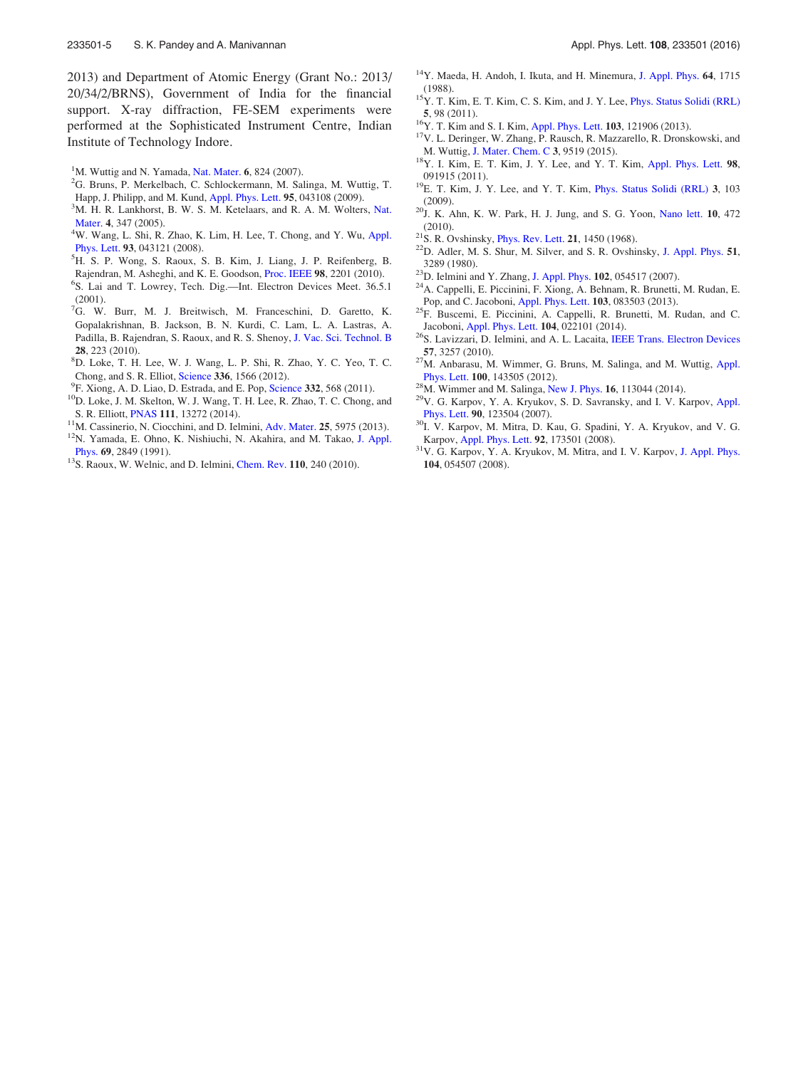2013) and Department of Atomic Energy (Grant No.: 2013/20/34/2/BRNS), Government of India for the financial support. X-ray diffraction, FE-SEM experiments were performed at the Sophisticated Instrument Centre, Indian Institute of Technology Indore.

[1] M. Wuttig and N. Yamada, Nat. Mater. **6**, 824 (2007).
[2] G. Bruns, P. Merkelbach, C. Schlockermann, M. Salinga, M. Wuttig, T. Happ, J. Philipp, and M. Kund, Appl. Phys. Lett. **95**, 043108 (2009).
[3] M. H. R. Lankhorst, B. W. S. M. Ketelaars, and R. A. M. Wolters, Nat. Mater. **4**, 347 (2005).
[4] W. Wang, L. Shi, R. Zhao, K. Lim, H. Lee, T. Chong, and Y. Wu, Appl. Phys. Lett. **93**, 043121 (2008).
[5] H. S. P. Wong, S. Raoux, S. B. Kim, J. Liang, J. P. Reifenberg, B. Rajendran, M. Asheghi, and K. E. Goodson, Proc. IEEE **98**, 2201 (2010).
[6] S. Lai and T. Lowrey, Tech. Dig.—Int. Electron Devices Meet. 36.5.1 (2001).
[7] G. W. Burr, M. J. Breitwisch, M. Franceschini, D. Garetto, K. Gopalakrishnan, B. Jackson, B. N. Kurdi, C. Lam, L. A. Lastras, A. Padilla, B. Rajendran, S. Raoux, and R. S. Shenoy, J. Vac. Sci. Technol. B **28**, 223 (2010).
[8] D. Loke, T. H. Lee, W. J. Wang, L. P. Shi, R. Zhao, Y. C. Yeo, T. C. Chong, and S. R. Elliot, Science **336**, 1566 (2012).
[9] F. Xiong, A. D. Liao, D. Estrada, and E. Pop, Science **332**, 568 (2011).
[10] D. Loke, J. M. Skelton, W. J. Wang, T. H. Lee, R. Zhao, T. C. Chong, and S. R. Elliott, PNAS **111**, 13272 (2014).
[11] M. Cassinerio, N. Ciocchini, and D. Ielmini, Adv. Mater. **25**, 5975 (2013).
[12] N. Yamada, E. Ohno, K. Nishiuchi, N. Akahira, and M. Takao, J. Appl. Phys. **69**, 2849 (1991).
[13] S. Raoux, W. Welnic, and D. Ielmini, Chem. Rev. **110**, 240 (2010).
[14] Y. Maeda, H. Andoh, I. Ikuta, and H. Minemura, J. Appl. Phys. **64**, 1715 (1988).
[15] Y. T. Kim, E. T. Kim, C. S. Kim, and J. Y. Lee, Phys. Status Solidi (RRL) **5**, 98 (2011).
[16] Y. T. Kim and S. I. Kim, Appl. Phys. Lett. **103**, 121906 (2013).
[17] V. L. Deringer, W. Zhang, P. Rausch, R. Mazzarello, R. Dronskowski, and M. Wuttig, J. Mater. Chem. C **3**, 9519 (2015).
[18] Y. I. Kim, E. T. Kim, J. Y. Lee, and Y. T. Kim, Appl. Phys. Lett. **98**, 091915 (2011).
[19] E. T. Kim, J. Y. Lee, and Y. T. Kim, Phys. Status Solidi (RRL) **3**, 103 (2009).
[20] J. K. Ahn, K. W. Park, H. J. Jung, and S. G. Yoon, Nano lett. **10**, 472 (2010).
[21] S. R. Ovshinsky, Phys. Rev. Lett. **21**, 1450 (1968).
[22] D. Adler, M. S. Shur, M. Silver, and S. R. Ovshinsky, J. Appl. Phys. **51**, 3289 (1980).
[23] D. Ielmini and Y. Zhang, J. Appl. Phys. **102**, 054517 (2007).
[24] A. Cappelli, E. Piccinini, F. Xiong, A. Behnam, R. Brunetti, M. Rudan, E. Pop, and C. Jacoboni, Appl. Phys. Lett. **103**, 083503 (2013).
[25] F. Buscemi, E. Piccinini, A. Cappelli, R. Brunetti, M. Rudan, and C. Jacoboni, Appl. Phys. Lett. **104**, 022101 (2014).
[26] S. Lavizzari, D. Ielmini, and A. L. Lacaita, IEEE Trans. Electron Devices **57**, 3257 (2010).
[27] M. Anbarasu, M. Wimmer, G. Bruns, M. Salinga, and M. Wuttig, Appl. Phys. Lett. **100**, 143505 (2012).
[28] M. Wimmer and M. Salinga, New J. Phys. **16**, 113044 (2014).
[29] V. G. Karpov, Y. A. Kryukov, S. D. Savransky, and I. V. Karpov, Appl. Phys. Lett. **90**, 123504 (2007).
[30] I. V. Karpov, M. Mitra, D. Kau, G. Spadini, Y. A. Kryukov, and V. G. Karpov, Appl. Phys. Lett. **92**, 173501 (2008).
[31] V. G. Karpov, Y. A. Kryukov, M. Mitra, and I. V. Karpov, J. Appl. Phys. **104**, 054507 (2008).